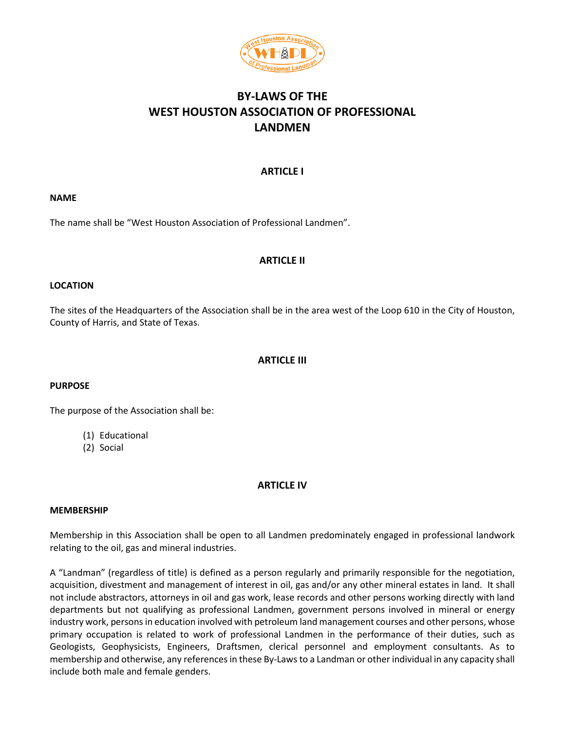# BY-LAWS OF THE WEST HOUSTON ASSOCIATION OF PROFESSIONAL LANDMEN

## ARTICLE I

### NAME

The name shall be "West Houston Association of Professional Landmen".

## ARTICLE II

### LOCATION

The sites of the Headquarters of the Association shall be in the area west of the Loop 610 in the City of Houston, County of Harris, and State of Texas.

## ARTICLE III

### PURPOSE

The purpose of the Association shall be:

(1) Educational
(2) Social

## ARTICLE IV

### MEMBERSHIP

Membership in this Association shall be open to all Landmen predominately engaged in professional landwork relating to the oil, gas and mineral industries.

A "Landman" (regardless of title) is defined as a person regularly and primarily responsible for the negotiation, acquisition, divestment and management of interest in oil, gas and/or any other mineral estates in land. It shall not include abstractors, attorneys in oil and gas work, lease records and other persons working directly with land departments but not qualifying as professional Landmen, government persons involved in mineral or energy industry work, persons in education involved with petroleum land management courses and other persons, whose primary occupation is related to work of professional Landmen in the performance of their duties, such as Geologists, Geophysicists, Engineers, Draftsmen, clerical personnel and employment consultants. As to membership and otherwise, any references in these By-Laws to a Landman or other individual in any capacity shall include both male and female genders.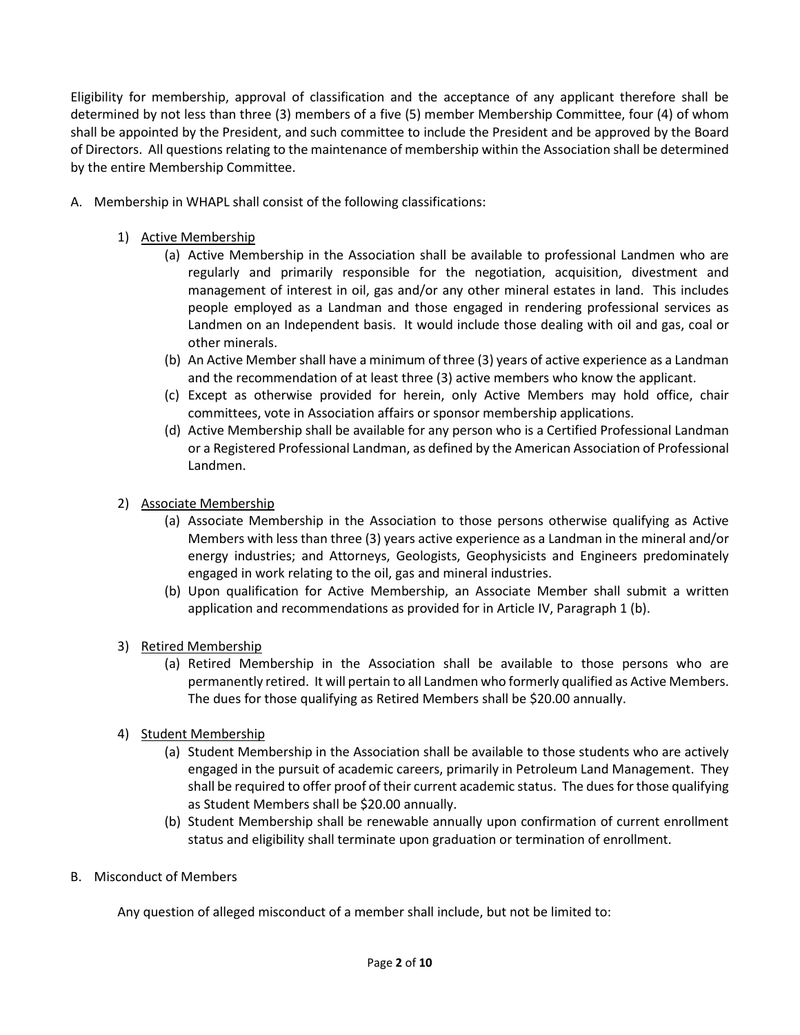Eligibility for membership, approval of classification and the acceptance of any applicant therefore shall be determined by not less than three (3) members of a five (5) member Membership Committee, four (4) of whom shall be appointed by the President, and such committee to include the President and be approved by the Board of Directors. All questions relating to the maintenance of membership within the Association shall be determined by the entire Membership Committee.

A. Membership in WHAPL shall consist of the following classifications:

1) <u>Active Membership</u>
   - (a) Active Membership in the Association shall be available to professional Landmen who are regularly and primarily responsible for the negotiation, acquisition, divestment and management of interest in oil, gas and/or any other mineral estates in land. This includes people employed as a Landman and those engaged in rendering professional services as Landmen on an Independent basis. It would include those dealing with oil and gas, coal or other minerals.
   - (b) An Active Member shall have a minimum of three (3) years of active experience as a Landman and the recommendation of at least three (3) active members who know the applicant.
   - (c) Except as otherwise provided for herein, only Active Members may hold office, chair committees, vote in Association affairs or sponsor membership applications.
   - (d) Active Membership shall be available for any person who is a Certified Professional Landman or a Registered Professional Landman, as defined by the American Association of Professional Landmen.

2) <u>Associate Membership</u>
   - (a) Associate Membership in the Association to those persons otherwise qualifying as Active Members with less than three (3) years active experience as a Landman in the mineral and/or energy industries; and Attorneys, Geologists, Geophysicists and Engineers predominately engaged in work relating to the oil, gas and mineral industries.
   - (b) Upon qualification for Active Membership, an Associate Member shall submit a written application and recommendations as provided for in Article IV, Paragraph 1 (b).

3) <u>Retired Membership</u>
   - (a) Retired Membership in the Association shall be available to those persons who are permanently retired. It will pertain to all Landmen who formerly qualified as Active Members. The dues for those qualifying as Retired Members shall be $20.00 annually.

4) <u>Student Membership</u>
   - (a) Student Membership in the Association shall be available to those students who are actively engaged in the pursuit of academic careers, primarily in Petroleum Land Management. They shall be required to offer proof of their current academic status. The dues for those qualifying as Student Members shall be $20.00 annually.
   - (b) Student Membership shall be renewable annually upon confirmation of current enrollment status and eligibility shall terminate upon graduation or termination of enrollment.

B. Misconduct of Members

Any question of alleged misconduct of a member shall include, but not be limited to: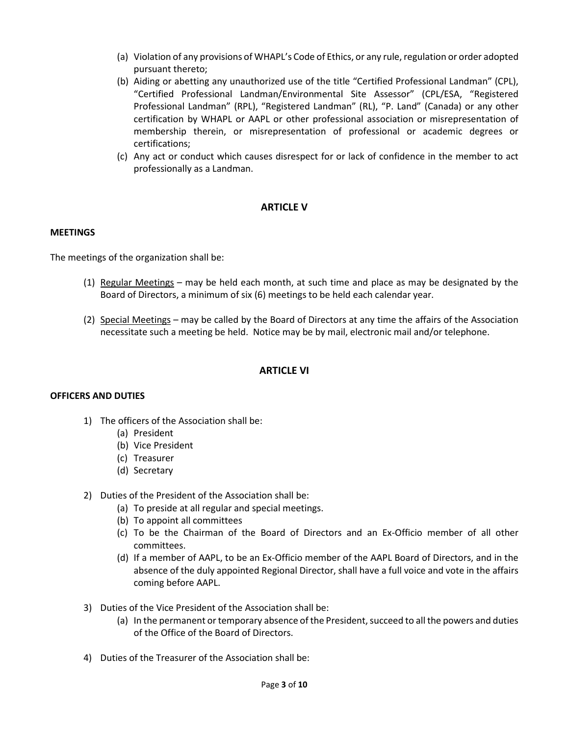(a) Violation of any provisions of WHAPL's Code of Ethics, or any rule, regulation or order adopted pursuant thereto;

(b) Aiding or abetting any unauthorized use of the title "Certified Professional Landman" (CPL), "Certified Professional Landman/Environmental Site Assessor" (CPL/ESA, "Registered Professional Landman" (RPL), "Registered Landman" (RL), "P. Land" (Canada) or any other certification by WHAPL or AAPL or other professional association or misrepresentation of membership therein, or misrepresentation of professional or academic degrees or certifications;

(c) Any act or conduct which causes disrespect for or lack of confidence in the member to act professionally as a Landman.

## ARTICLE V

### MEETINGS

The meetings of the organization shall be:

(1) <u>Regular Meetings</u> – may be held each month, at such time and place as may be designated by the Board of Directors, a minimum of six (6) meetings to be held each calendar year.

(2) <u>Special Meetings</u> – may be called by the Board of Directors at any time the affairs of the Association necessitate such a meeting be held. Notice may be by mail, electronic mail and/or telephone.

## ARTICLE VI

### OFFICERS AND DUTIES

1) The officers of the Association shall be:
   (a) President
   (b) Vice President
   (c) Treasurer
   (d) Secretary

2) Duties of the President of the Association shall be:
   (a) To preside at all regular and special meetings.
   (b) To appoint all committees
   (c) To be the Chairman of the Board of Directors and an Ex-Officio member of all other committees.
   (d) If a member of AAPL, to be an Ex-Officio member of the AAPL Board of Directors, and in the absence of the duly appointed Regional Director, shall have a full voice and vote in the affairs coming before AAPL.

3) Duties of the Vice President of the Association shall be:
   (a) In the permanent or temporary absence of the President, succeed to all the powers and duties of the Office of the Board of Directors.

4) Duties of the Treasurer of the Association shall be: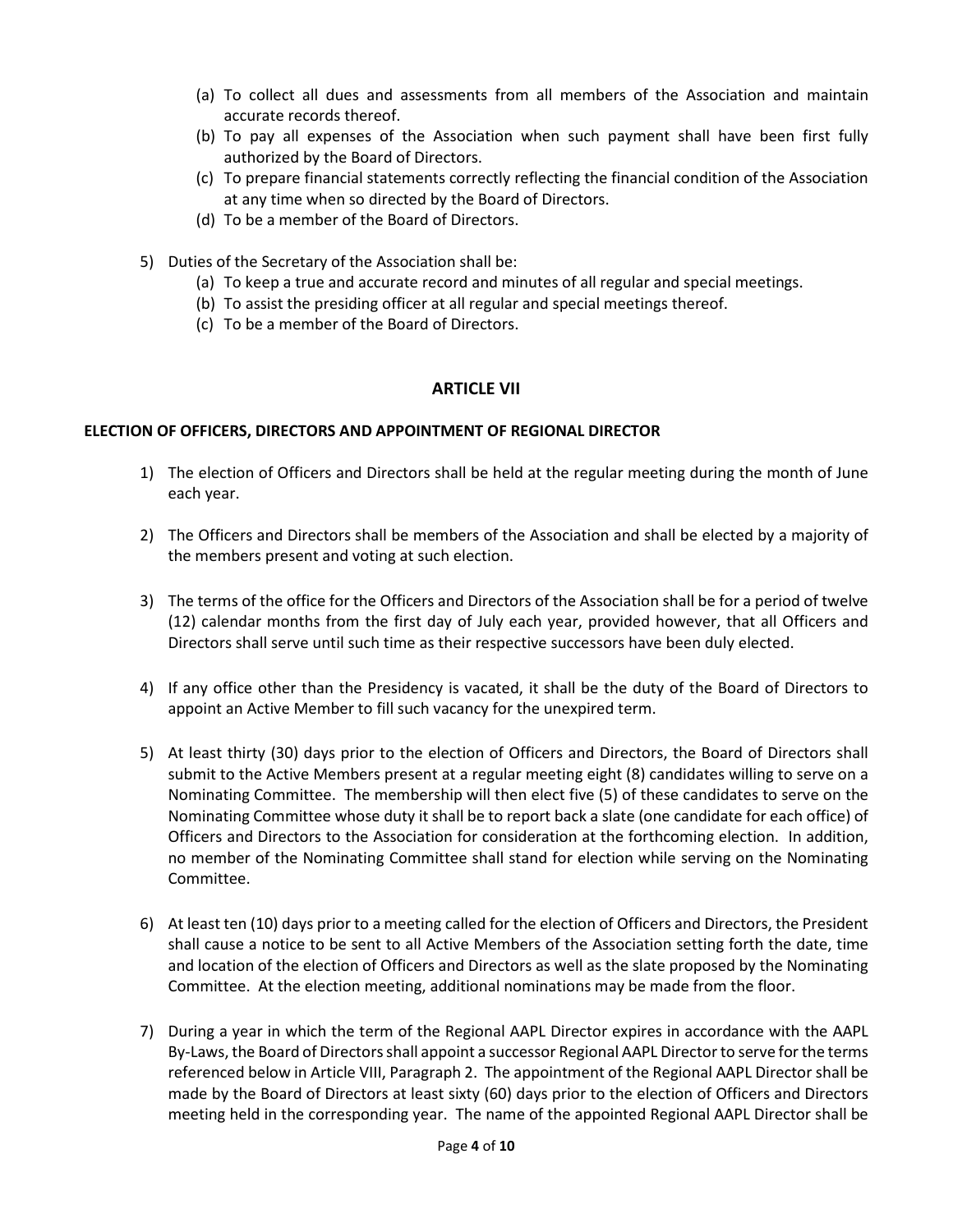(a) To collect all dues and assessments from all members of the Association and maintain accurate records thereof.
(b) To pay all expenses of the Association when such payment shall have been first fully authorized by the Board of Directors.
(c) To prepare financial statements correctly reflecting the financial condition of the Association at any time when so directed by the Board of Directors.
(d) To be a member of the Board of Directors.

5) Duties of the Secretary of the Association shall be:
   (a) To keep a true and accurate record and minutes of all regular and special meetings.
   (b) To assist the presiding officer at all regular and special meetings thereof.
   (c) To be a member of the Board of Directors.

## ARTICLE VII

### ELECTION OF OFFICERS, DIRECTORS AND APPOINTMENT OF REGIONAL DIRECTOR

1) The election of Officers and Directors shall be held at the regular meeting during the month of June each year.

2) The Officers and Directors shall be members of the Association and shall be elected by a majority of the members present and voting at such election.

3) The terms of the office for the Officers and Directors of the Association shall be for a period of twelve (12) calendar months from the first day of July each year, provided however, that all Officers and Directors shall serve until such time as their respective successors have been duly elected.

4) If any office other than the Presidency is vacated, it shall be the duty of the Board of Directors to appoint an Active Member to fill such vacancy for the unexpired term.

5) At least thirty (30) days prior to the election of Officers and Directors, the Board of Directors shall submit to the Active Members present at a regular meeting eight (8) candidates willing to serve on a Nominating Committee. The membership will then elect five (5) of these candidates to serve on the Nominating Committee whose duty it shall be to report back a slate (one candidate for each office) of Officers and Directors to the Association for consideration at the forthcoming election. In addition, no member of the Nominating Committee shall stand for election while serving on the Nominating Committee.

6) At least ten (10) days prior to a meeting called for the election of Officers and Directors, the President shall cause a notice to be sent to all Active Members of the Association setting forth the date, time and location of the election of Officers and Directors as well as the slate proposed by the Nominating Committee. At the election meeting, additional nominations may be made from the floor.

7) During a year in which the term of the Regional AAPL Director expires in accordance with the AAPL By-Laws, the Board of Directors shall appoint a successor Regional AAPL Director to serve for the terms referenced below in Article VIII, Paragraph 2. The appointment of the Regional AAPL Director shall be made by the Board of Directors at least sixty (60) days prior to the election of Officers and Directors meeting held in the corresponding year. The name of the appointed Regional AAPL Director shall be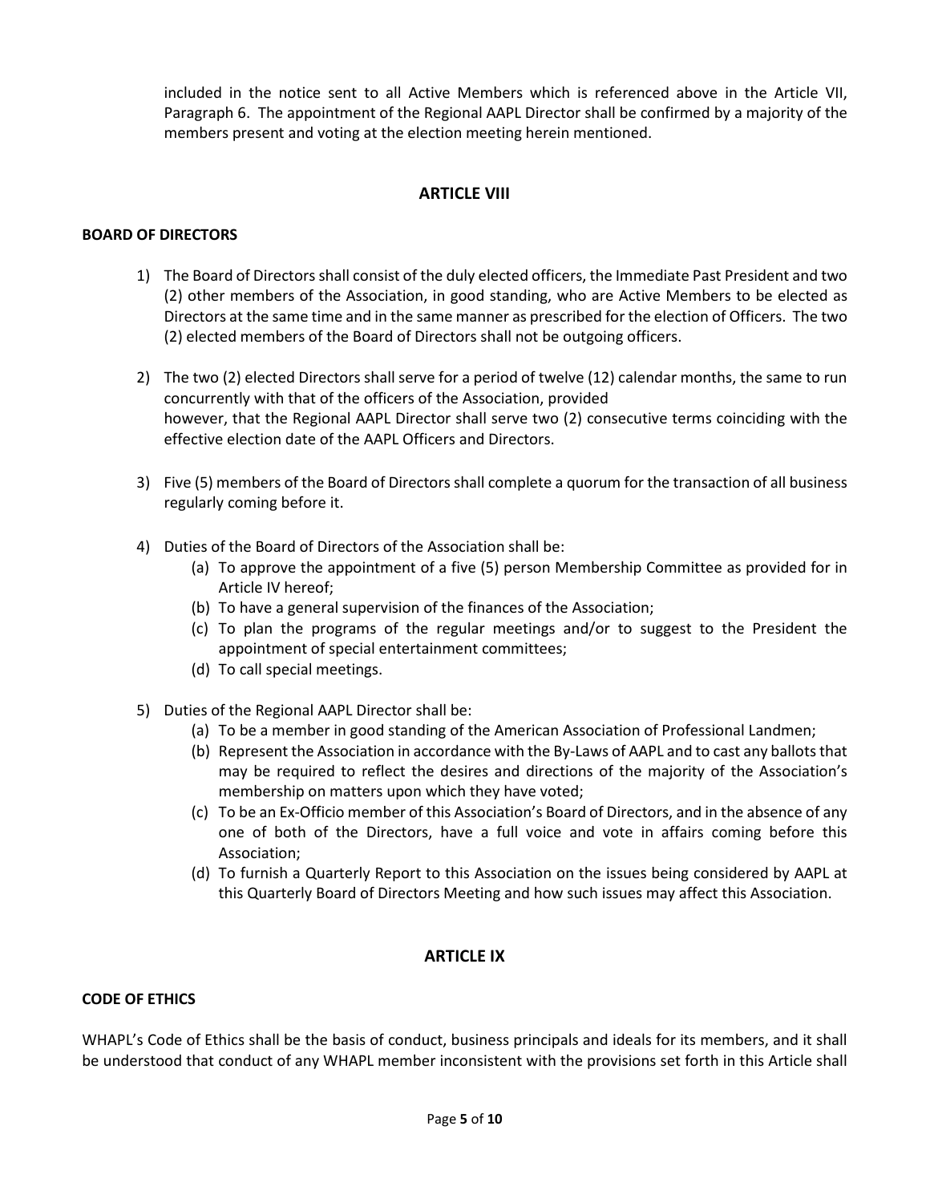included in the notice sent to all Active Members which is referenced above in the Article VII, Paragraph 6. The appointment of the Regional AAPL Director shall be confirmed by a majority of the members present and voting at the election meeting herein mentioned.

## ARTICLE VIII

**BOARD OF DIRECTORS**

1) The Board of Directors shall consist of the duly elected officers, the Immediate Past President and two (2) other members of the Association, in good standing, who are Active Members to be elected as Directors at the same time and in the same manner as prescribed for the election of Officers. The two (2) elected members of the Board of Directors shall not be outgoing officers.

2) The two (2) elected Directors shall serve for a period of twelve (12) calendar months, the same to run concurrently with that of the officers of the Association, provided however, that the Regional AAPL Director shall serve two (2) consecutive terms coinciding with the effective election date of the AAPL Officers and Directors.

3) Five (5) members of the Board of Directors shall complete a quorum for the transaction of all business regularly coming before it.

4) Duties of the Board of Directors of the Association shall be:
   - (a) To approve the appointment of a five (5) person Membership Committee as provided for in Article IV hereof;
   - (b) To have a general supervision of the finances of the Association;
   - (c) To plan the programs of the regular meetings and/or to suggest to the President the appointment of special entertainment committees;
   - (d) To call special meetings.

5) Duties of the Regional AAPL Director shall be:
   - (a) To be a member in good standing of the American Association of Professional Landmen;
   - (b) Represent the Association in accordance with the By-Laws of AAPL and to cast any ballots that may be required to reflect the desires and directions of the majority of the Association's membership on matters upon which they have voted;
   - (c) To be an Ex-Officio member of this Association's Board of Directors, and in the absence of any one of both of the Directors, have a full voice and vote in affairs coming before this Association;
   - (d) To furnish a Quarterly Report to this Association on the issues being considered by AAPL at this Quarterly Board of Directors Meeting and how such issues may affect this Association.

## ARTICLE IX

**CODE OF ETHICS**

WHAPL's Code of Ethics shall be the basis of conduct, business principals and ideals for its members, and it shall be understood that conduct of any WHAPL member inconsistent with the provisions set forth in this Article shall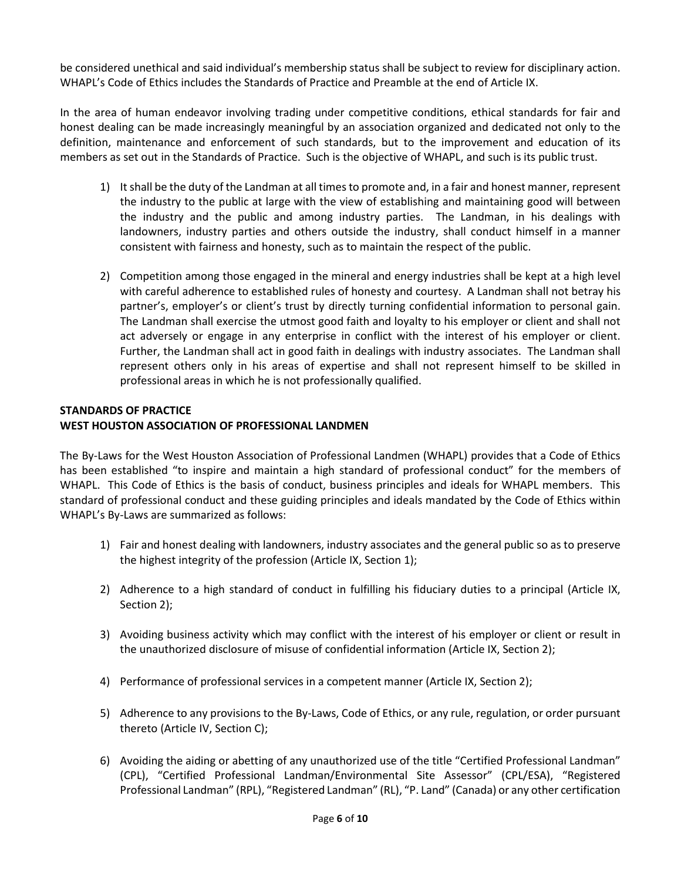be considered unethical and said individual's membership status shall be subject to review for disciplinary action. WHAPL's Code of Ethics includes the Standards of Practice and Preamble at the end of Article IX.

In the area of human endeavor involving trading under competitive conditions, ethical standards for fair and honest dealing can be made increasingly meaningful by an association organized and dedicated not only to the definition, maintenance and enforcement of such standards, but to the improvement and education of its members as set out in the Standards of Practice. Such is the objective of WHAPL, and such is its public trust.

1) It shall be the duty of the Landman at all times to promote and, in a fair and honest manner, represent the industry to the public at large with the view of establishing and maintaining good will between the industry and the public and among industry parties. The Landman, in his dealings with landowners, industry parties and others outside the industry, shall conduct himself in a manner consistent with fairness and honesty, such as to maintain the respect of the public.

2) Competition among those engaged in the mineral and energy industries shall be kept at a high level with careful adherence to established rules of honesty and courtesy. A Landman shall not betray his partner's, employer's or client's trust by directly turning confidential information to personal gain. The Landman shall exercise the utmost good faith and loyalty to his employer or client and shall not act adversely or engage in any enterprise in conflict with the interest of his employer or client. Further, the Landman shall act in good faith in dealings with industry associates. The Landman shall represent others only in his areas of expertise and shall not represent himself to be skilled in professional areas in which he is not professionally qualified.

**STANDARDS OF PRACTICE**
**WEST HOUSTON ASSOCIATION OF PROFESSIONAL LANDMEN**

The By-Laws for the West Houston Association of Professional Landmen (WHAPL) provides that a Code of Ethics has been established "to inspire and maintain a high standard of professional conduct" for the members of WHAPL. This Code of Ethics is the basis of conduct, business principles and ideals for WHAPL members. This standard of professional conduct and these guiding principles and ideals mandated by the Code of Ethics within WHAPL's By-Laws are summarized as follows:

1) Fair and honest dealing with landowners, industry associates and the general public so as to preserve the highest integrity of the profession (Article IX, Section 1);

2) Adherence to a high standard of conduct in fulfilling his fiduciary duties to a principal (Article IX, Section 2);

3) Avoiding business activity which may conflict with the interest of his employer or client or result in the unauthorized disclosure of misuse of confidential information (Article IX, Section 2);

4) Performance of professional services in a competent manner (Article IX, Section 2);

5) Adherence to any provisions to the By-Laws, Code of Ethics, or any rule, regulation, or order pursuant thereto (Article IV, Section C);

6) Avoiding the aiding or abetting of any unauthorized use of the title "Certified Professional Landman" (CPL), "Certified Professional Landman/Environmental Site Assessor" (CPL/ESA), "Registered Professional Landman" (RPL), "Registered Landman" (RL), "P. Land" (Canada) or any other certification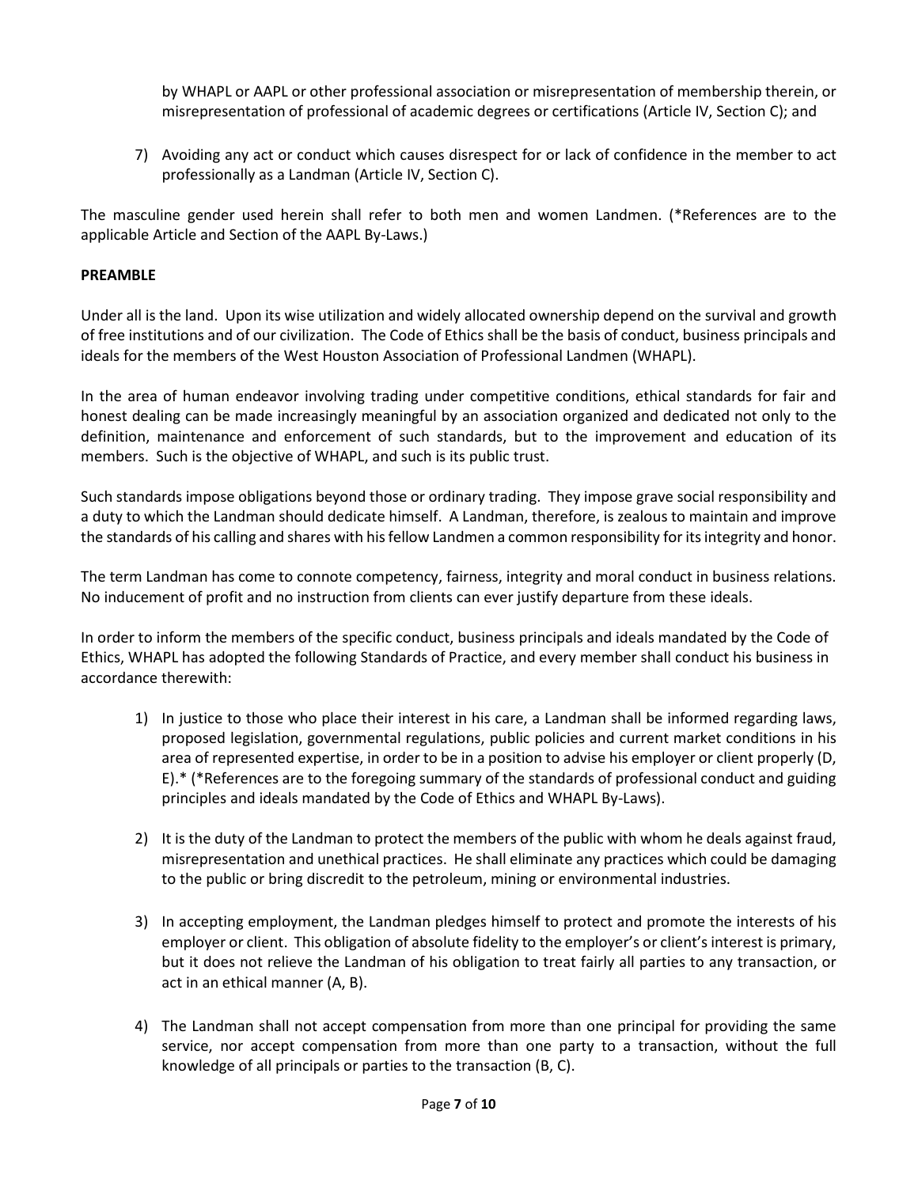by WHAPL or AAPL or other professional association or misrepresentation of membership therein, or misrepresentation of professional of academic degrees or certifications (Article IV, Section C); and

7) Avoiding any act or conduct which causes disrespect for or lack of confidence in the member to act professionally as a Landman (Article IV, Section C).

The masculine gender used herein shall refer to both men and women Landmen. (*References are to the applicable Article and Section of the AAPL By-Laws.)

**PREAMBLE**

Under all is the land. Upon its wise utilization and widely allocated ownership depend on the survival and growth of free institutions and of our civilization. The Code of Ethics shall be the basis of conduct, business principals and ideals for the members of the West Houston Association of Professional Landmen (WHAPL).

In the area of human endeavor involving trading under competitive conditions, ethical standards for fair and honest dealing can be made increasingly meaningful by an association organized and dedicated not only to the definition, maintenance and enforcement of such standards, but to the improvement and education of its members. Such is the objective of WHAPL, and such is its public trust.

Such standards impose obligations beyond those or ordinary trading. They impose grave social responsibility and a duty to which the Landman should dedicate himself. A Landman, therefore, is zealous to maintain and improve the standards of his calling and shares with his fellow Landmen a common responsibility for its integrity and honor.

The term Landman has come to connote competency, fairness, integrity and moral conduct in business relations. No inducement of profit and no instruction from clients can ever justify departure from these ideals.

In order to inform the members of the specific conduct, business principals and ideals mandated by the Code of Ethics, WHAPL has adopted the following Standards of Practice, and every member shall conduct his business in accordance therewith:

1) In justice to those who place their interest in his care, a Landman shall be informed regarding laws, proposed legislation, governmental regulations, public policies and current market conditions in his area of represented expertise, in order to be in a position to advise his employer or client properly (D, E).* (*References are to the foregoing summary of the standards of professional conduct and guiding principles and ideals mandated by the Code of Ethics and WHAPL By-Laws).

2) It is the duty of the Landman to protect the members of the public with whom he deals against fraud, misrepresentation and unethical practices. He shall eliminate any practices which could be damaging to the public or bring discredit to the petroleum, mining or environmental industries.

3) In accepting employment, the Landman pledges himself to protect and promote the interests of his employer or client. This obligation of absolute fidelity to the employer's or client's interest is primary, but it does not relieve the Landman of his obligation to treat fairly all parties to any transaction, or act in an ethical manner (A, B).

4) The Landman shall not accept compensation from more than one principal for providing the same service, nor accept compensation from more than one party to a transaction, without the full knowledge of all principals or parties to the transaction (B, C).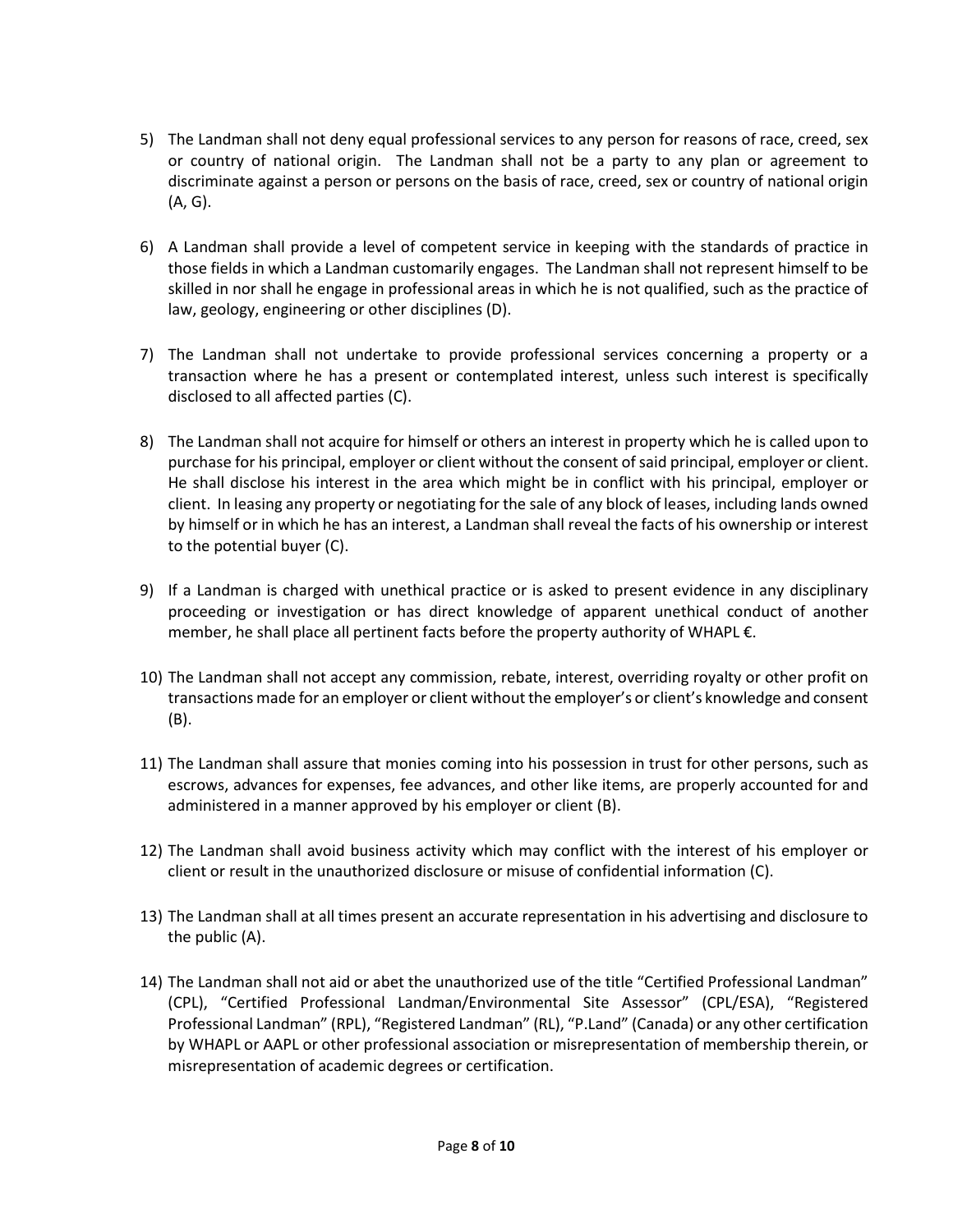5) The Landman shall not deny equal professional services to any person for reasons of race, creed, sex or country of national origin. The Landman shall not be a party to any plan or agreement to discriminate against a person or persons on the basis of race, creed, sex or country of national origin (A, G).

6) A Landman shall provide a level of competent service in keeping with the standards of practice in those fields in which a Landman customarily engages. The Landman shall not represent himself to be skilled in nor shall he engage in professional areas in which he is not qualified, such as the practice of law, geology, engineering or other disciplines (D).

7) The Landman shall not undertake to provide professional services concerning a property or a transaction where he has a present or contemplated interest, unless such interest is specifically disclosed to all affected parties (C).

8) The Landman shall not acquire for himself or others an interest in property which he is called upon to purchase for his principal, employer or client without the consent of said principal, employer or client. He shall disclose his interest in the area which might be in conflict with his principal, employer or client. In leasing any property or negotiating for the sale of any block of leases, including lands owned by himself or in which he has an interest, a Landman shall reveal the facts of his ownership or interest to the potential buyer (C).

9) If a Landman is charged with unethical practice or is asked to present evidence in any disciplinary proceeding or investigation or has direct knowledge of apparent unethical conduct of another member, he shall place all pertinent facts before the property authority of WHAPL €.

10) The Landman shall not accept any commission, rebate, interest, overriding royalty or other profit on transactions made for an employer or client without the employer's or client's knowledge and consent (B).

11) The Landman shall assure that monies coming into his possession in trust for other persons, such as escrows, advances for expenses, fee advances, and other like items, are properly accounted for and administered in a manner approved by his employer or client (B).

12) The Landman shall avoid business activity which may conflict with the interest of his employer or client or result in the unauthorized disclosure or misuse of confidential information (C).

13) The Landman shall at all times present an accurate representation in his advertising and disclosure to the public (A).

14) The Landman shall not aid or abet the unauthorized use of the title "Certified Professional Landman" (CPL), "Certified Professional Landman/Environmental Site Assessor" (CPL/ESA), "Registered Professional Landman" (RPL), "Registered Landman" (RL), "P.Land" (Canada) or any other certification by WHAPL or AAPL or other professional association or misrepresentation of membership therein, or misrepresentation of academic degrees or certification.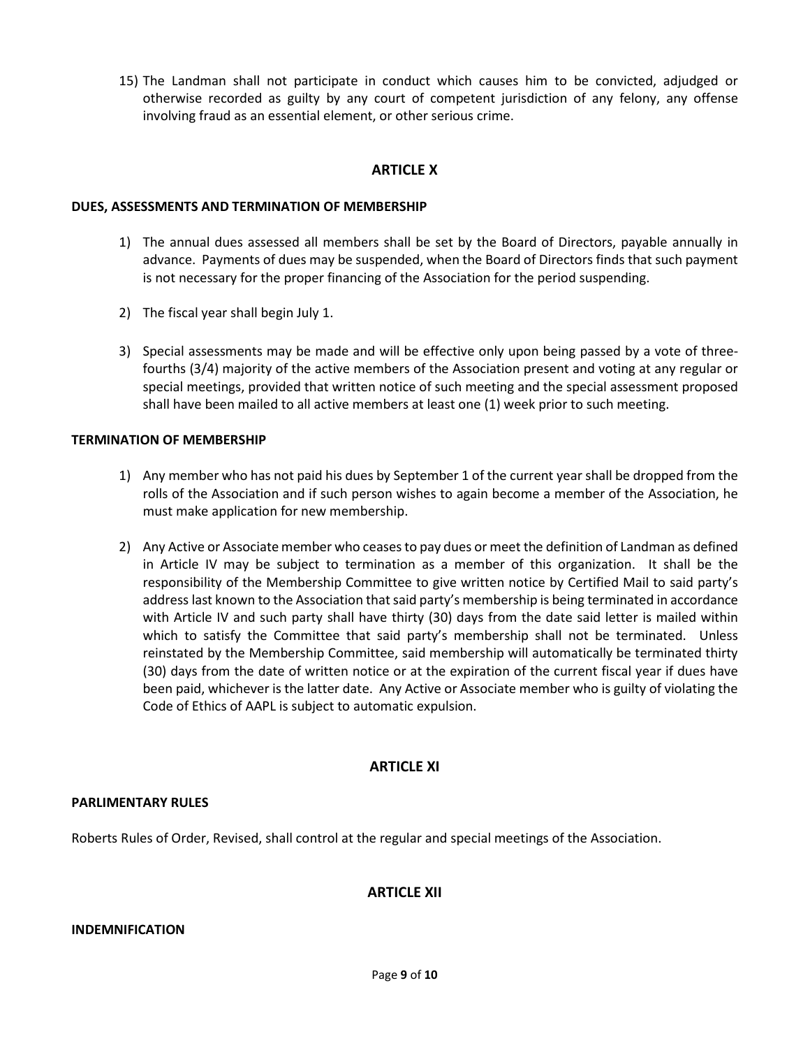15) The Landman shall not participate in conduct which causes him to be convicted, adjudged or otherwise recorded as guilty by any court of competent jurisdiction of any felony, any offense involving fraud as an essential element, or other serious crime.

## ARTICLE X

**DUES, ASSESSMENTS AND TERMINATION OF MEMBERSHIP**

1) The annual dues assessed all members shall be set by the Board of Directors, payable annually in advance. Payments of dues may be suspended, when the Board of Directors finds that such payment is not necessary for the proper financing of the Association for the period suspending.

2) The fiscal year shall begin July 1.

3) Special assessments may be made and will be effective only upon being passed by a vote of three-fourths (3/4) majority of the active members of the Association present and voting at any regular or special meetings, provided that written notice of such meeting and the special assessment proposed shall have been mailed to all active members at least one (1) week prior to such meeting.

**TERMINATION OF MEMBERSHIP**

1) Any member who has not paid his dues by September 1 of the current year shall be dropped from the rolls of the Association and if such person wishes to again become a member of the Association, he must make application for new membership.

2) Any Active or Associate member who ceases to pay dues or meet the definition of Landman as defined in Article IV may be subject to termination as a member of this organization. It shall be the responsibility of the Membership Committee to give written notice by Certified Mail to said party's address last known to the Association that said party's membership is being terminated in accordance with Article IV and such party shall have thirty (30) days from the date said letter is mailed within which to satisfy the Committee that said party's membership shall not be terminated. Unless reinstated by the Membership Committee, said membership will automatically be terminated thirty (30) days from the date of written notice or at the expiration of the current fiscal year if dues have been paid, whichever is the latter date. Any Active or Associate member who is guilty of violating the Code of Ethics of AAPL is subject to automatic expulsion.

## ARTICLE XI

**PARLIMENTARY RULES**

Roberts Rules of Order, Revised, shall control at the regular and special meetings of the Association.

## ARTICLE XII

**INDEMNIFICATION**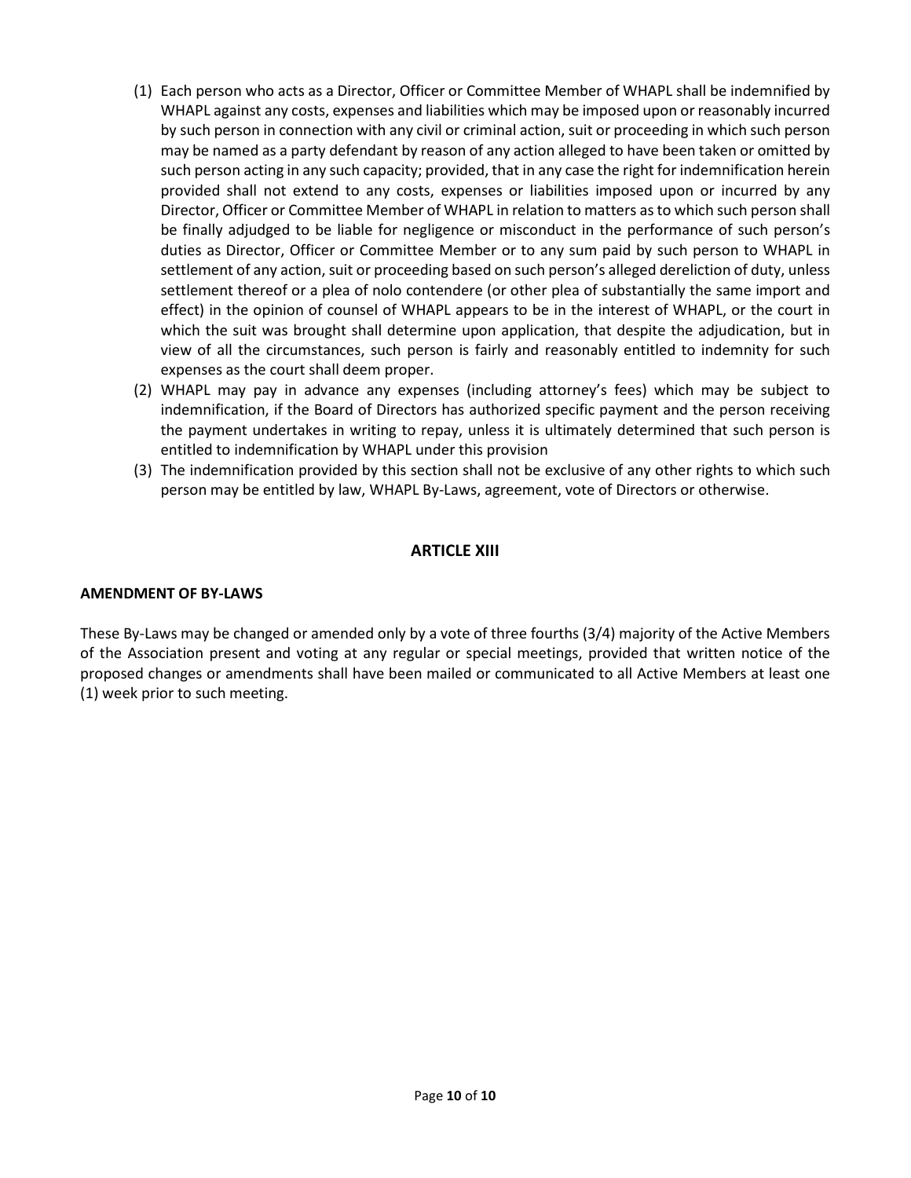(1) Each person who acts as a Director, Officer or Committee Member of WHAPL shall be indemnified by WHAPL against any costs, expenses and liabilities which may be imposed upon or reasonably incurred by such person in connection with any civil or criminal action, suit or proceeding in which such person may be named as a party defendant by reason of any action alleged to have been taken or omitted by such person acting in any such capacity; provided, that in any case the right for indemnification herein provided shall not extend to any costs, expenses or liabilities imposed upon or incurred by any Director, Officer or Committee Member of WHAPL in relation to matters as to which such person shall be finally adjudged to be liable for negligence or misconduct in the performance of such person's duties as Director, Officer or Committee Member or to any sum paid by such person to WHAPL in settlement of any action, suit or proceeding based on such person's alleged dereliction of duty, unless settlement thereof or a plea of nolo contendere (or other plea of substantially the same import and effect) in the opinion of counsel of WHAPL appears to be in the interest of WHAPL, or the court in which the suit was brought shall determine upon application, that despite the adjudication, but in view of all the circumstances, such person is fairly and reasonably entitled to indemnity for such expenses as the court shall deem proper.

(2) WHAPL may pay in advance any expenses (including attorney's fees) which may be subject to indemnification, if the Board of Directors has authorized specific payment and the person receiving the payment undertakes in writing to repay, unless it is ultimately determined that such person is entitled to indemnification by WHAPL under this provision

(3) The indemnification provided by this section shall not be exclusive of any other rights to which such person may be entitled by law, WHAPL By-Laws, agreement, vote of Directors or otherwise.

## ARTICLE XIII

**AMENDMENT OF BY-LAWS**

These By-Laws may be changed or amended only by a vote of three fourths (3/4) majority of the Active Members of the Association present and voting at any regular or special meetings, provided that written notice of the proposed changes or amendments shall have been mailed or communicated to all Active Members at least one (1) week prior to such meeting.